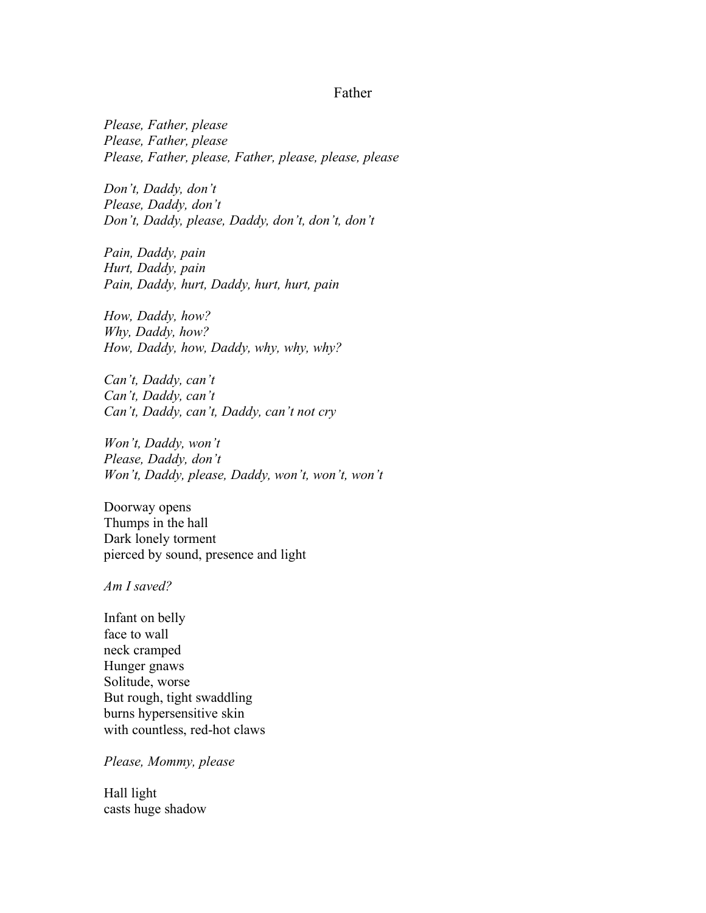# Father

*Please, Father, please*
*Please, Father, please*
*Please, Father, please, Father, please, please, please*

*Don't, Daddy, don't*
*Please, Daddy, don't*
*Don't, Daddy, please, Daddy, don't, don't, don't*

*Pain, Daddy, pain*
*Hurt, Daddy, pain*
*Pain, Daddy, hurt, Daddy, hurt, hurt, pain*

*How, Daddy, how?*
*Why, Daddy, how?*
*How, Daddy, how, Daddy, why, why, why?*

*Can't, Daddy, can't*
*Can't, Daddy, can't*
*Can't, Daddy, can't, Daddy, can't not cry*

*Won't, Daddy, won't*
*Please, Daddy, don't*
*Won't, Daddy, please, Daddy, won't, won't, won't*

Doorway opens
Thumps in the hall
Dark lonely torment
pierced by sound, presence and light

*Am I saved?*

Infant on belly
face to wall
neck cramped
Hunger gnaws
Solitude, worse
But rough, tight swaddling
burns hypersensitive skin
with countless, red-hot claws

*Please, Mommy, please*

Hall light
casts huge shadow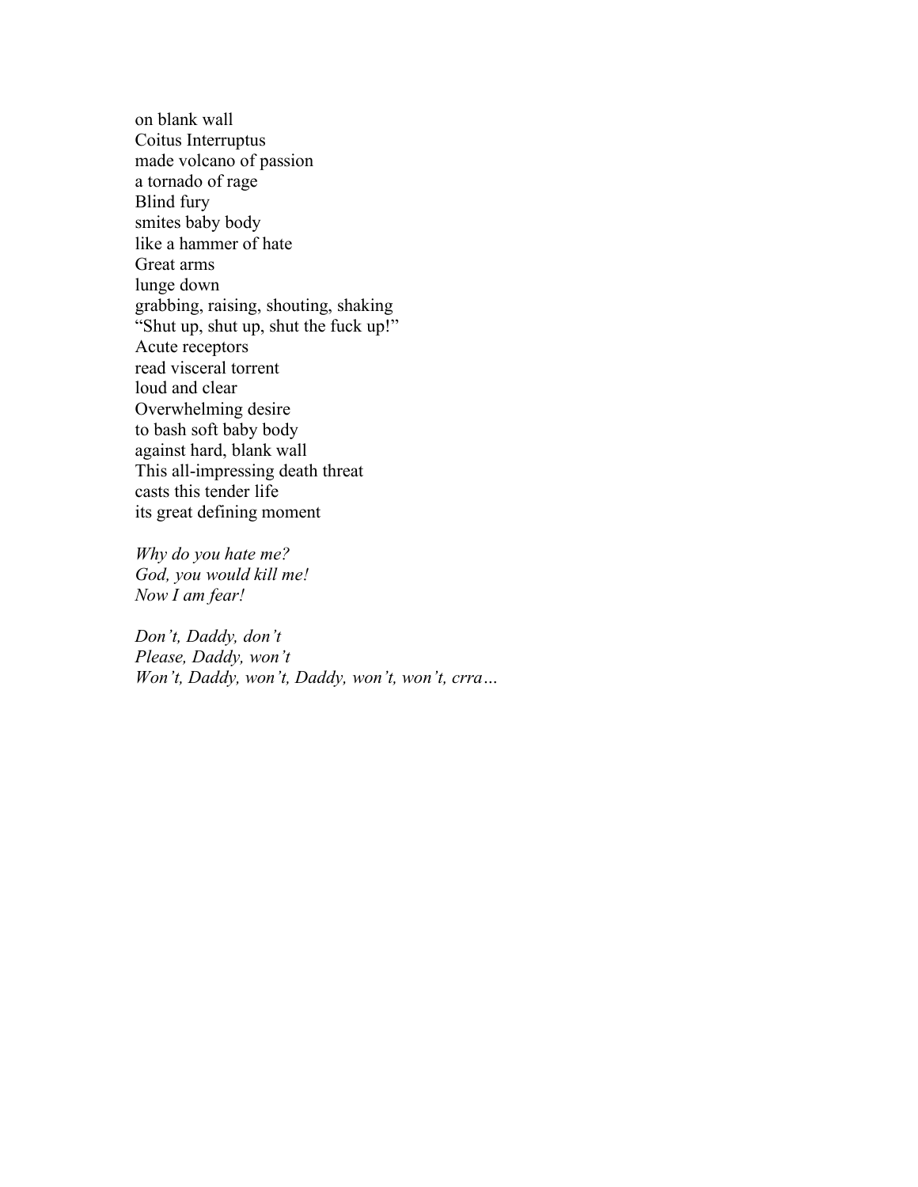on blank wall
Coitus Interruptus
made volcano of passion
a tornado of rage
Blind fury
smites baby body
like a hammer of hate
Great arms
lunge down
grabbing, raising, shouting, shaking
"Shut up, shut up, shut the fuck up!"
Acute receptors
read visceral torrent
loud and clear
Overwhelming desire
to bash soft baby body
against hard, blank wall
This all-impressing death threat
casts this tender life
its great defining moment

*Why do you hate me?*
*God, you would kill me!*
*Now I am fear!*

*Don't, Daddy, don't*
*Please, Daddy, won't*
*Won't, Daddy, won't, Daddy, won't, won't, crra…*